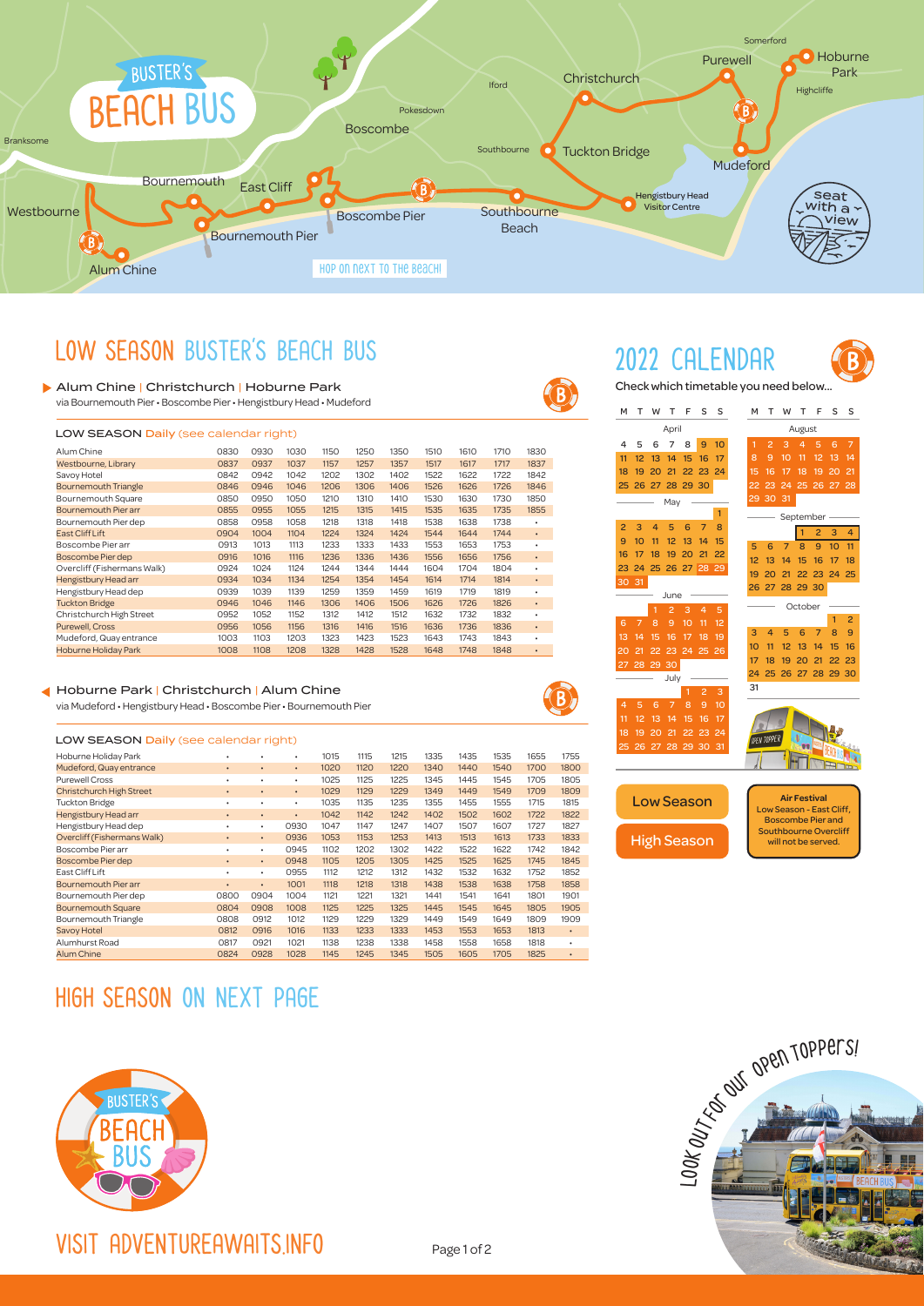# BUSTER'S BEACH BUS

Branksome · Westbourne · Alum Chine · Bournemouth · Bournemouth Pier · East Cliff · Boscombe · Pokesdown · Boscombe Pier · Iford · Southbourne · Southbourne Beach · Christchurch · Tuckton Bridge · Hengistbury Head Visitor Centre · Purewell · Somerford · Hoburne Park · Highcliffe · Mudeford

Seat with a view

HOP ON NEXT TO THE BEACH!

## LOW SEASON BUSTER'S BEACH BUS

### Alum Chine | Christchurch | Hoburne Park

via Bournemouth Pier • Boscombe Pier • Hengistbury Head • Mudeford

LOW SEASON Daily (see calendar right)

| Alum Chine | 0830 | 0930 | 1030 | 1150 | 1250 | 1350 | 1510 | 1610 | 1710 | 1830 |
|---|---|---|---|---|---|---|---|---|---|---|
| Westbourne, Library | 0837 | 0937 | 1037 | 1157 | 1257 | 1357 | 1517 | 1617 | 1717 | 1837 |
| Savoy Hotel | 0842 | 0942 | 1042 | 1202 | 1302 | 1402 | 1522 | 1622 | 1722 | 1842 |
| Bournemouth Triangle | 0846 | 0946 | 1046 | 1206 | 1306 | 1406 | 1526 | 1626 | 1726 | 1846 |
| Bournemouth Square | 0850 | 0950 | 1050 | 1210 | 1310 | 1410 | 1530 | 1630 | 1730 | 1850 |
| Bournemouth Pier arr | 0855 | 0955 | 1055 | 1215 | 1315 | 1415 | 1535 | 1635 | 1735 | 1855 |
| Bournemouth Pier dep | 0858 | 0958 | 1058 | 1218 | 1318 | 1418 | 1538 | 1638 | 1738 | • |
| East Cliff Lift | 0904 | 1004 | 1104 | 1224 | 1324 | 1424 | 1544 | 1644 | 1744 | • |
| Boscombe Pier arr | 0913 | 1013 | 1113 | 1233 | 1333 | 1433 | 1553 | 1653 | 1753 | • |
| Boscombe Pier dep | 0916 | 1016 | 1116 | 1236 | 1336 | 1436 | 1556 | 1656 | 1756 | • |
| Overcliff (Fishermans Walk) | 0924 | 1024 | 1124 | 1244 | 1344 | 1444 | 1604 | 1704 | 1804 | • |
| Hengistbury Head arr | 0934 | 1034 | 1134 | 1254 | 1354 | 1454 | 1614 | 1714 | 1814 | • |
| Hengistbury Head dep | 0939 | 1039 | 1139 | 1259 | 1359 | 1459 | 1619 | 1719 | 1819 | • |
| Tuckton Bridge | 0946 | 1046 | 1146 | 1306 | 1406 | 1506 | 1626 | 1726 | 1826 | • |
| Christchurch High Street | 0952 | 1052 | 1152 | 1312 | 1412 | 1512 | 1632 | 1732 | 1832 | • |
| Purewell, Cross | 0956 | 1056 | 1156 | 1316 | 1416 | 1516 | 1636 | 1736 | 1836 | • |
| Mudeford, Quay entrance | 1003 | 1103 | 1203 | 1323 | 1423 | 1523 | 1643 | 1743 | 1843 | • |
| Hoburne Holiday Park | 1008 | 1108 | 1208 | 1328 | 1428 | 1528 | 1648 | 1748 | 1848 | • |

### Hoburne Park | Christchurch | Alum Chine

via Mudeford • Hengistbury Head • Boscombe Pier • Bournemouth Pier

LOW SEASON Daily (see calendar right)

| Hoburne Holiday Park | • | • | • | 1015 | 1115 | 1215 | 1335 | 1435 | 1535 | 1655 | 1755 |
|---|---|---|---|---|---|---|---|---|---|---|---|
| Mudeford, Quay entrance | • | • | • | 1020 | 1120 | 1220 | 1340 | 1440 | 1540 | 1700 | 1800 |
| Purewell Cross | • | • | • | 1025 | 1125 | 1225 | 1345 | 1445 | 1545 | 1705 | 1805 |
| Christchurch High Street | • | • | • | 1029 | 1129 | 1229 | 1349 | 1449 | 1549 | 1709 | 1809 |
| Tuckton Bridge | • | • | • | 1035 | 1135 | 1235 | 1355 | 1455 | 1555 | 1715 | 1815 |
| Hengistbury Head arr | • | • | • | 1042 | 1142 | 1242 | 1402 | 1502 | 1602 | 1722 | 1822 |
| Hengistbury Head dep | • | • | 0930 | 1047 | 1147 | 1247 | 1407 | 1507 | 1607 | 1727 | 1827 |
| Overcliff (Fishermans Walk) | • | • | 0936 | 1053 | 1153 | 1253 | 1413 | 1513 | 1613 | 1733 | 1833 |
| Boscombe Pier arr | • | • | 0945 | 1102 | 1202 | 1302 | 1422 | 1522 | 1622 | 1742 | 1842 |
| Boscombe Pier dep | • | • | 0948 | 1105 | 1205 | 1305 | 1425 | 1525 | 1625 | 1745 | 1845 |
| East Cliff Lift | • | • | 0955 | 1112 | 1212 | 1312 | 1432 | 1532 | 1632 | 1752 | 1852 |
| Bournemouth Pier arr | • | • | 1001 | 1118 | 1218 | 1318 | 1438 | 1538 | 1638 | 1758 | 1858 |
| Bournemouth Pier dep | 0800 | 0904 | 1004 | 1121 | 1221 | 1321 | 1441 | 1541 | 1641 | 1801 | 1901 |
| Bournemouth Square | 0804 | 0908 | 1008 | 1125 | 1225 | 1325 | 1445 | 1545 | 1645 | 1805 | 1905 |
| Bournemouth Triangle | 0808 | 0912 | 1012 | 1129 | 1229 | 1329 | 1449 | 1549 | 1649 | 1809 | 1909 |
| Savoy Hotel | 0812 | 0916 | 1016 | 1133 | 1233 | 1333 | 1453 | 1553 | 1653 | 1813 | • |
| Alumhurst Road | 0817 | 0921 | 1021 | 1138 | 1238 | 1338 | 1458 | 1558 | 1658 | 1818 | • |
| Alum Chine | 0824 | 0928 | 1028 | 1145 | 1245 | 1345 | 1505 | 1605 | 1705 | 1825 | • |

## HIGH SEASON ON NEXT PAGE

## 2022 CALENDAR

Check which timetable you need below...

**April**

| M | T | W | T | F | S | S |
|---|---|---|---|---|---|---|
| 4 | 5 | 6 | 7 | 8 | 9 | 10 |
| 11 | 12 | 13 | 14 | 15 | 16 | 17 |
| 18 | 19 | 20 | 21 | 22 | 23 | 24 |
| 25 | 26 | 27 | 28 | 29 | 30 | |

**May**

| M | T | W | T | F | S | S |
|---|---|---|---|---|---|---|
| | | | | | | 1 |
| 2 | 3 | 4 | 5 | 6 | 7 | 8 |
| 9 | 10 | 11 | 12 | 13 | 14 | 15 |
| 16 | 17 | 18 | 19 | 20 | 21 | 22 |
| 23 | 24 | 25 | 26 | 27 | 28 | 29 |
| 30 | 31 | | | | | |

**June**

| M | T | W | T | F | S | S |
|---|---|---|---|---|---|---|
| | | 1 | 2 | 3 | 4 | 5 |
| 6 | 7 | 8 | 9 | 10 | 11 | 12 |
| 13 | 14 | 15 | 16 | 17 | 18 | 19 |
| 20 | 21 | 22 | 23 | 24 | 25 | 26 |
| 27 | 28 | 29 | 30 | | | |

**July**

| M | T | W | T | F | S | S |
|---|---|---|---|---|---|---|
| | | | | 1 | 2 | 3 |
| 4 | 5 | 6 | 7 | 8 | 9 | 10 |
| 11 | 12 | 13 | 14 | 15 | 16 | 17 |
| 18 | 19 | 20 | 21 | 22 | 23 | 24 |
| 25 | 26 | 27 | 28 | 29 | 30 | 31 |

**August**

| M | T | W | T | F | S | S |
|---|---|---|---|---|---|---|
| 1 | 2 | 3 | 4 | 5 | 6 | 7 |
| 8 | 9 | 10 | 11 | 12 | 13 | 14 |
| 15 | 16 | 17 | 18 | 19 | 20 | 21 |
| 22 | 23 | 24 | 25 | 26 | 27 | 28 |
| 29 | 30 | 31 | | | | |

**September**

| M | T | W | T | F | S | S |
|---|---|---|---|---|---|---|
| | | | 1 | 2 | 3 | 4 |
| 5 | 6 | 7 | 8 | 9 | 10 | 11 |
| 12 | 13 | 14 | 15 | 16 | 17 | 18 |
| 19 | 20 | 21 | 22 | 23 | 24 | 25 |
| 26 | 27 | 28 | 29 | 30 | | |

**October**

| M | T | W | T | F | S | S |
|---|---|---|---|---|---|---|
| | | | | | 1 | 2 |
| 3 | 4 | 5 | 6 | 7 | 8 | 9 |
| 10 | 11 | 12 | 13 | 14 | 15 | 16 |
| 17 | 18 | 19 | 20 | 21 | 22 | 23 |
| 24 | 25 | 26 | 27 | 28 | 29 | 30 |
| 31 | | | | | | |

Low Season

High Season

**Air Festival**
Low Season - East Cliff, Boscombe Pier and Southbourne Overcliff will not be served.

LOOK OUT FOR OUR OPEN TOPPERS!

VISIT ADVENTUREAWAITS.INFO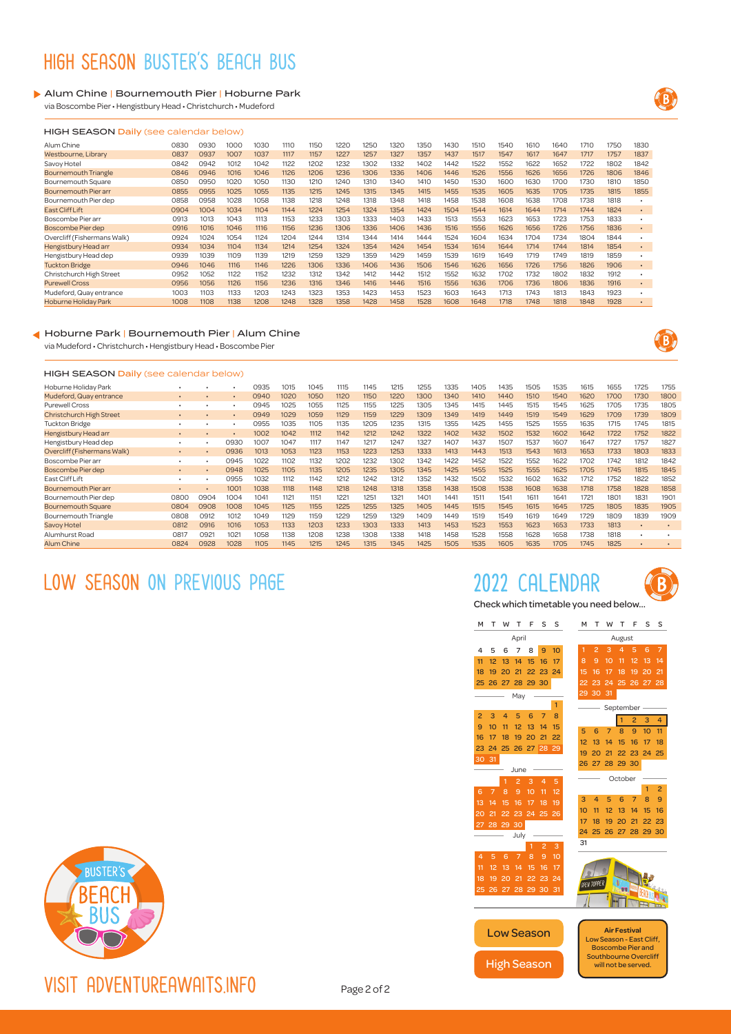# HIGH SEASON BUSTER'S BEACH BUS

## Alum Chine | Bournemouth Pier | Hoburne Park

via Boscombe Pier • Hengistbury Head • Christchurch • Mudeford

### HIGH SEASON Daily (see calendar below)

| | | | | | | | | | | | | | | | | | | | |
|---|---|---|---|---|---|---|---|---|---|---|---|---|---|---|---|---|---|---|---|
| Alum Chine | 0830 | 0930 | 1000 | 1030 | 1110 | 1150 | 1220 | 1250 | 1320 | 1350 | 1430 | 1510 | 1540 | 1610 | 1640 | 1710 | 1750 | 1830 |
| Westbourne, Library | 0837 | 0937 | 1007 | 1037 | 1117 | 1157 | 1227 | 1257 | 1327 | 1357 | 1437 | 1517 | 1547 | 1617 | 1647 | 1717 | 1757 | 1837 |
| Savoy Hotel | 0842 | 0942 | 1012 | 1042 | 1122 | 1202 | 1232 | 1302 | 1332 | 1402 | 1442 | 1522 | 1552 | 1622 | 1652 | 1722 | 1802 | 1842 |
| Bournemouth Triangle | 0846 | 0946 | 1016 | 1046 | 1126 | 1206 | 1236 | 1306 | 1336 | 1406 | 1446 | 1526 | 1556 | 1626 | 1656 | 1726 | 1806 | 1846 |
| Bournemouth Square | 0850 | 0950 | 1020 | 1050 | 1130 | 1210 | 1240 | 1310 | 1340 | 1410 | 1450 | 1530 | 1600 | 1630 | 1700 | 1730 | 1810 | 1850 |
| Bournemouth Pier arr | 0855 | 0955 | 1025 | 1055 | 1135 | 1215 | 1245 | 1315 | 1345 | 1415 | 1455 | 1535 | 1605 | 1635 | 1705 | 1735 | 1815 | 1855 |
| Bournemouth Pier dep | 0858 | 0958 | 1028 | 1058 | 1138 | 1218 | 1248 | 1318 | 1348 | 1418 | 1458 | 1538 | 1608 | 1638 | 1708 | 1738 | 1818 | • |
| East Cliff Lift | 0904 | 1004 | 1034 | 1104 | 1144 | 1224 | 1254 | 1324 | 1354 | 1424 | 1504 | 1544 | 1614 | 1644 | 1714 | 1744 | 1824 | • |
| Boscombe Pier arr | 0913 | 1013 | 1043 | 1113 | 1153 | 1233 | 1303 | 1333 | 1403 | 1433 | 1513 | 1553 | 1623 | 1653 | 1723 | 1753 | 1833 | • |
| Boscombe Pier dep | 0916 | 1016 | 1046 | 1116 | 1156 | 1236 | 1306 | 1336 | 1406 | 1436 | 1516 | 1556 | 1626 | 1656 | 1726 | 1756 | 1836 | • |
| Overcliff (Fishermans Walk) | 0924 | 1024 | 1054 | 1124 | 1204 | 1244 | 1314 | 1344 | 1414 | 1444 | 1524 | 1604 | 1634 | 1704 | 1734 | 1804 | 1844 | • |
| Hengistbury Head arr | 0934 | 1034 | 1104 | 1134 | 1214 | 1254 | 1324 | 1354 | 1424 | 1454 | 1534 | 1614 | 1644 | 1714 | 1744 | 1814 | 1854 | • |
| Hengistbury Head dep | 0939 | 1039 | 1109 | 1139 | 1219 | 1259 | 1329 | 1359 | 1429 | 1459 | 1539 | 1619 | 1649 | 1719 | 1749 | 1819 | 1859 | • |
| Tuckton Bridge | 0946 | 1046 | 1116 | 1146 | 1226 | 1306 | 1336 | 1406 | 1436 | 1506 | 1546 | 1626 | 1656 | 1726 | 1756 | 1826 | 1906 | • |
| Christchurch High Street | 0952 | 1052 | 1122 | 1152 | 1232 | 1312 | 1342 | 1412 | 1442 | 1512 | 1552 | 1632 | 1702 | 1732 | 1802 | 1832 | 1912 | • |
| Purewell Cross | 0956 | 1056 | 1126 | 1156 | 1236 | 1316 | 1346 | 1416 | 1446 | 1516 | 1556 | 1636 | 1706 | 1736 | 1806 | 1836 | 1916 | • |
| Mudeford, Quay entrance | 1003 | 1103 | 1133 | 1203 | 1243 | 1323 | 1353 | 1423 | 1453 | 1523 | 1603 | 1643 | 1713 | 1743 | 1813 | 1843 | 1923 | • |
| Hoburne Holiday Park | 1008 | 1108 | 1138 | 1208 | 1248 | 1328 | 1358 | 1428 | 1458 | 1528 | 1608 | 1648 | 1718 | 1748 | 1818 | 1848 | 1928 | • |

## Hoburne Park | Bournemouth Pier | Alum Chine

via Mudeford • Christchurch • Hengistbury Head • Boscombe Pier

### HIGH SEASON Daily (see calendar below)

| | | | | | | | | | | | | | | | | | | | |
|---|---|---|---|---|---|---|---|---|---|---|---|---|---|---|---|---|---|---|---|
| Hoburne Holiday Park | • | • | • | 0935 | 1015 | 1045 | 1115 | 1145 | 1215 | 1255 | 1335 | 1405 | 1435 | 1505 | 1535 | 1615 | 1655 | 1725 | 1755 |
| Mudeford, Quay entrance | • | • | • | 0940 | 1020 | 1050 | 1120 | 1150 | 1220 | 1300 | 1340 | 1410 | 1440 | 1510 | 1540 | 1620 | 1700 | 1730 | 1800 |
| Purewell Cross | • | • | • | 0945 | 1025 | 1055 | 1125 | 1155 | 1225 | 1305 | 1345 | 1415 | 1445 | 1515 | 1545 | 1625 | 1705 | 1735 | 1805 |
| Christchurch High Street | • | • | • | 0949 | 1029 | 1059 | 1129 | 1159 | 1229 | 1309 | 1349 | 1419 | 1449 | 1519 | 1549 | 1629 | 1709 | 1739 | 1809 |
| Tuckton Bridge | • | • | • | 0955 | 1035 | 1105 | 1135 | 1205 | 1235 | 1315 | 1355 | 1425 | 1455 | 1525 | 1555 | 1635 | 1715 | 1745 | 1815 |
| Hengistbury Head arr | • | • | • | 1002 | 1042 | 1112 | 1142 | 1212 | 1242 | 1322 | 1402 | 1432 | 1502 | 1532 | 1602 | 1642 | 1722 | 1752 | 1822 |
| Hengistbury Head dep | • | • | 0930 | 1007 | 1047 | 1117 | 1147 | 1217 | 1247 | 1327 | 1407 | 1437 | 1507 | 1537 | 1607 | 1647 | 1727 | 1757 | 1827 |
| Overcliff (Fishermans Walk) | • | • | 0936 | 1013 | 1053 | 1123 | 1153 | 1223 | 1253 | 1333 | 1413 | 1443 | 1513 | 1543 | 1613 | 1653 | 1733 | 1803 | 1833 |
| Boscombe Pier arr | • | • | 0945 | 1022 | 1102 | 1132 | 1202 | 1232 | 1302 | 1342 | 1422 | 1452 | 1522 | 1552 | 1622 | 1702 | 1742 | 1812 | 1842 |
| Boscombe Pier dep | • | • | 0948 | 1025 | 1105 | 1135 | 1205 | 1235 | 1305 | 1345 | 1425 | 1455 | 1525 | 1555 | 1625 | 1705 | 1745 | 1815 | 1845 |
| East Cliff Lift | • | • | 0955 | 1032 | 1112 | 1142 | 1212 | 1242 | 1312 | 1352 | 1432 | 1502 | 1532 | 1602 | 1632 | 1712 | 1752 | 1822 | 1852 |
| Bournemouth Pier arr | • | • | 1001 | 1038 | 1118 | 1148 | 1218 | 1248 | 1318 | 1358 | 1438 | 1508 | 1538 | 1608 | 1638 | 1718 | 1758 | 1828 | 1858 |
| Bournemouth Pier dep | 0800 | 0904 | 1004 | 1041 | 1121 | 1151 | 1221 | 1251 | 1321 | 1401 | 1441 | 1511 | 1541 | 1611 | 1641 | 1721 | 1801 | 1831 | 1901 |
| Bournemouth Square | 0804 | 0908 | 1008 | 1045 | 1125 | 1155 | 1225 | 1255 | 1325 | 1405 | 1445 | 1515 | 1545 | 1615 | 1645 | 1725 | 1805 | 1835 | 1905 |
| Bournemouth Triangle | 0808 | 0912 | 1012 | 1049 | 1129 | 1159 | 1229 | 1259 | 1329 | 1409 | 1449 | 1519 | 1549 | 1619 | 1649 | 1729 | 1809 | 1839 | 1909 |
| Savoy Hotel | 0812 | 0916 | 1016 | 1053 | 1133 | 1203 | 1233 | 1303 | 1333 | 1413 | 1453 | 1523 | 1553 | 1623 | 1653 | 1733 | 1813 | • | • |
| Alumhurst Road | 0817 | 0921 | 1021 | 1058 | 1138 | 1208 | 1238 | 1308 | 1338 | 1418 | 1458 | 1528 | 1558 | 1628 | 1658 | 1738 | 1818 | • | • |
| Alum Chine | 0824 | 0928 | 1028 | 1105 | 1145 | 1215 | 1245 | 1315 | 1345 | 1425 | 1505 | 1535 | 1605 | 1635 | 1705 | 1745 | 1825 | • | • |

# LOW SEASON ON PREVIOUS PAGE

# 2022 CALENDAR

Check which timetable you need below...

| M | T | W | T | F | S | S |
|---|---|---|---|---|---|---|
| April | | | | | | |
| 4 | 5 | 6 | 7 | 8 | 9 | 10 |
| 11 | 12 | 13 | 14 | 15 | 16 | 17 |
| 18 | 19 | 20 | 21 | 22 | 23 | 24 |
| 25 | 26 | 27 | 28 | 29 | 30 | |
| May | | | | | | |
| | | | | | | 1 |
| 2 | 3 | 4 | 5 | 6 | 7 | 8 |
| 9 | 10 | 11 | 12 | 13 | 14 | 15 |
| 16 | 17 | 18 | 19 | 20 | 21 | 22 |
| 23 | 24 | 25 | 26 | 27 | 28 | 29 |
| 30 | 31 | | | | | |
| June | | | | | | |
| | | 1 | 2 | 3 | 4 | 5 |
| 6 | 7 | 8 | 9 | 10 | 11 | 12 |
| 13 | 14 | 15 | 16 | 17 | 18 | 19 |
| 20 | 21 | 22 | 23 | 24 | 25 | 26 |
| 27 | 28 | 29 | 30 | | | |
| July | | | | | | |
| | | | | 1 | 2 | 3 |
| 4 | 5 | 6 | 7 | 8 | 9 | 10 |
| 11 | 12 | 13 | 14 | 15 | 16 | 17 |
| 18 | 19 | 20 | 21 | 22 | 23 | 24 |
| 25 | 26 | 27 | 28 | 29 | 30 | 31 |

| M | T | W | T | F | S | S |
|---|---|---|---|---|---|---|
| August | | | | | | |
| 1 | 2 | 3 | 4 | 5 | 6 | 7 |
| 8 | 9 | 10 | 11 | 12 | 13 | 14 |
| 15 | 16 | 17 | 18 | 19 | 20 | 21 |
| 22 | 23 | 24 | 25 | 26 | 27 | 28 |
| 29 | 30 | 31 | | | | |
| September | | | | | | |
| | | | 1 | 2 | 3 | 4 |
| 5 | 6 | 7 | 8 | 9 | 10 | 11 |
| 12 | 13 | 14 | 15 | 16 | 17 | 18 |
| 19 | 20 | 21 | 22 | 23 | 24 | 25 |
| 26 | 27 | 28 | 29 | 30 | | |
| October | | | | | | |
| | | | | | 1 | 2 |
| 3 | 4 | 5 | 6 | 7 | 8 | 9 |
| 10 | 11 | 12 | 13 | 14 | 15 | 16 |
| 17 | 18 | 19 | 20 | 21 | 22 | 23 |
| 24 | 25 | 26 | 27 | 28 | 29 | 30 |
| 31 | | | | | | |

Low Season

High Season

**Air Festival**
Low Season - East Cliff, Boscombe Pier and Southbourne Overcliff will not be served.

VISIT ADVENTUREAWAITS.INFO